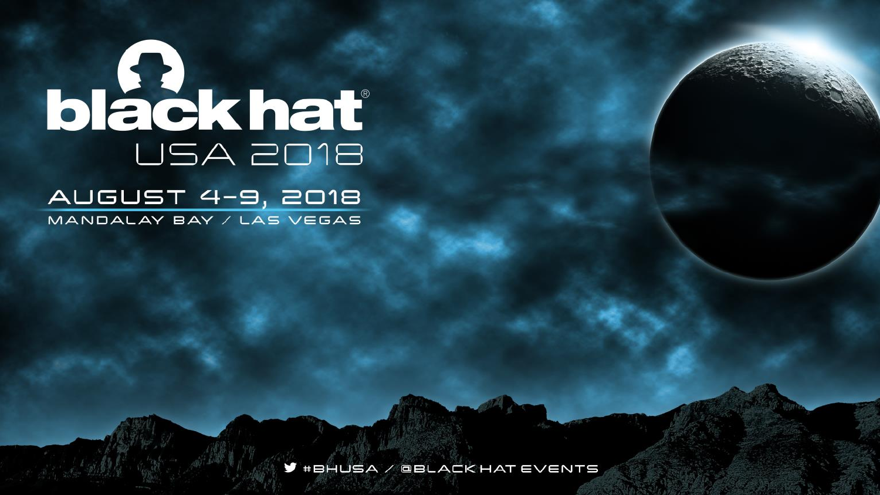# black hat®

## USA 2018

AUGUST 4-9, 2018

MANDALAY BAY / LAS VEGAS

#BHUSA / @BLACK HAT EVENTS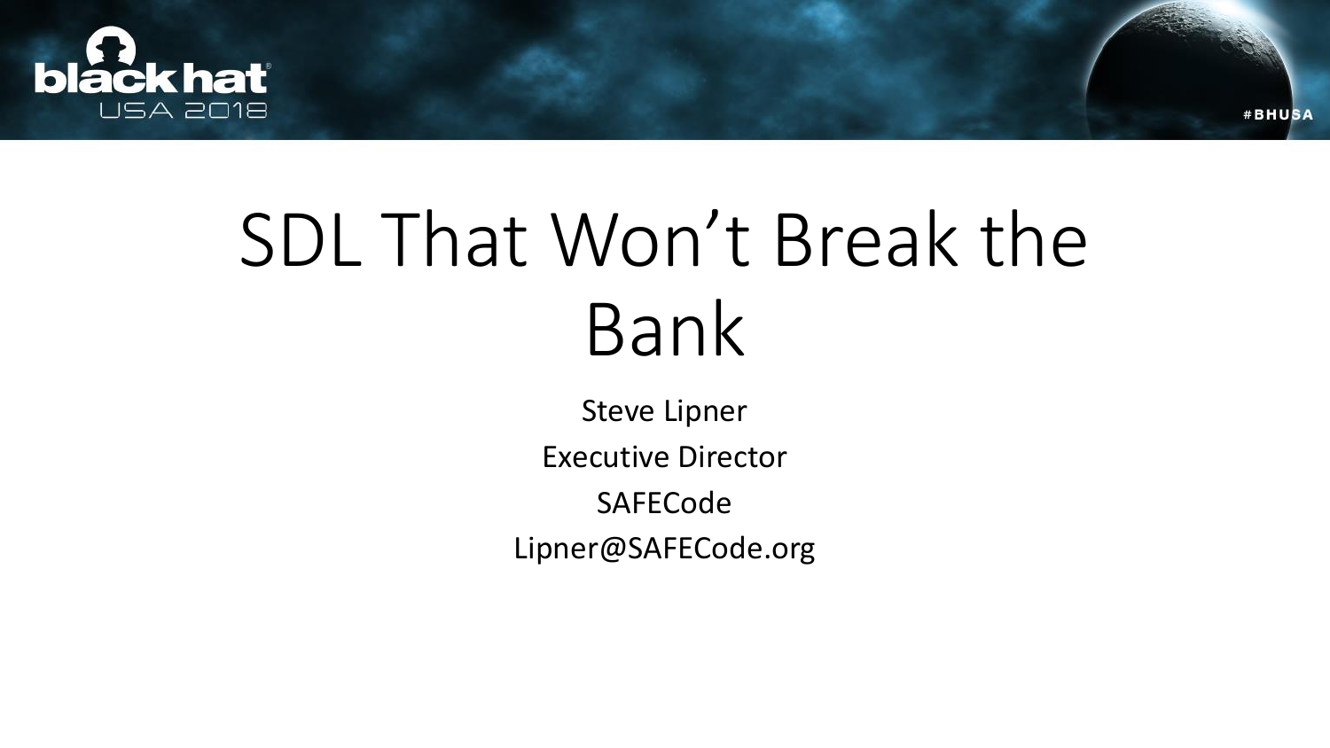# SDL That Won't Break the Bank

Steve Lipner

Executive Director

SAFECode

Lipner@SAFECode.org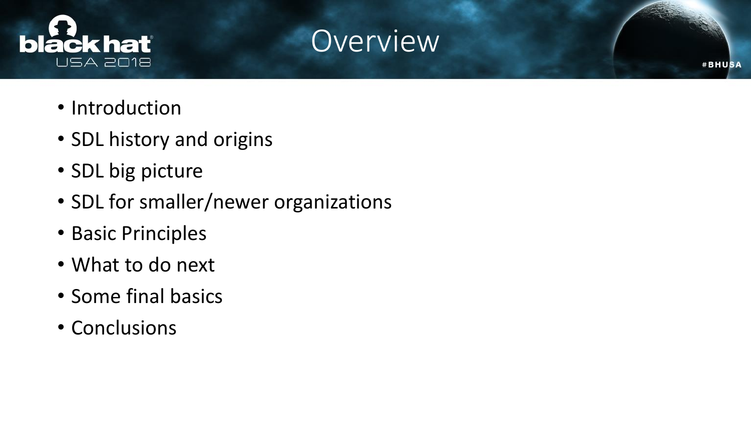# Overview

- Introduction
- SDL history and origins
- SDL big picture
- SDL for smaller/newer organizations
- Basic Principles
- What to do next
- Some final basics
- Conclusions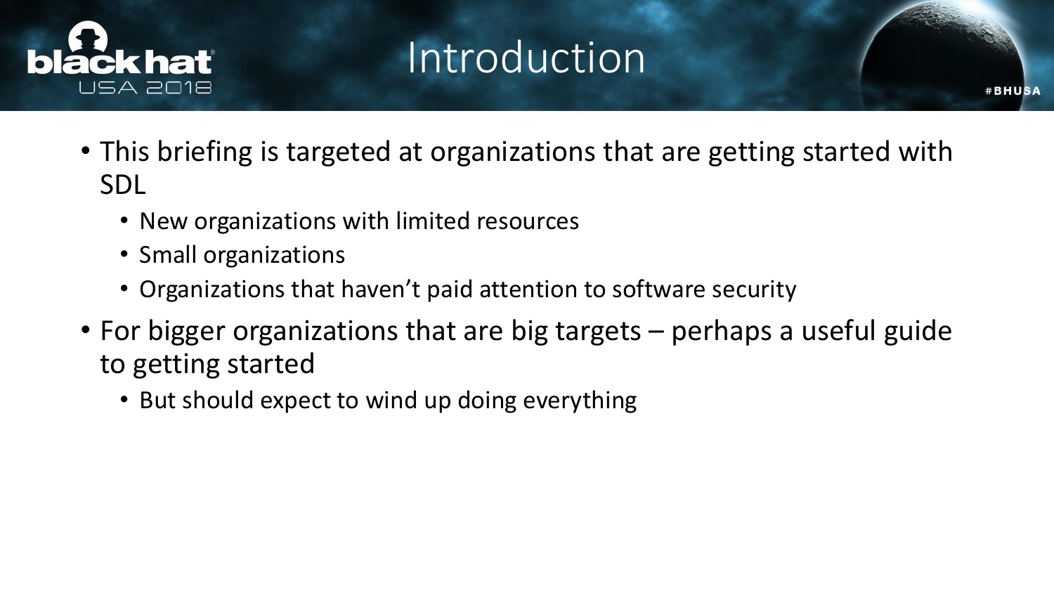# Introduction

- This briefing is targeted at organizations that are getting started with SDL
  - New organizations with limited resources
  - Small organizations
  - Organizations that haven't paid attention to software security
- For bigger organizations that are big targets – perhaps a useful guide to getting started
  - But should expect to wind up doing everything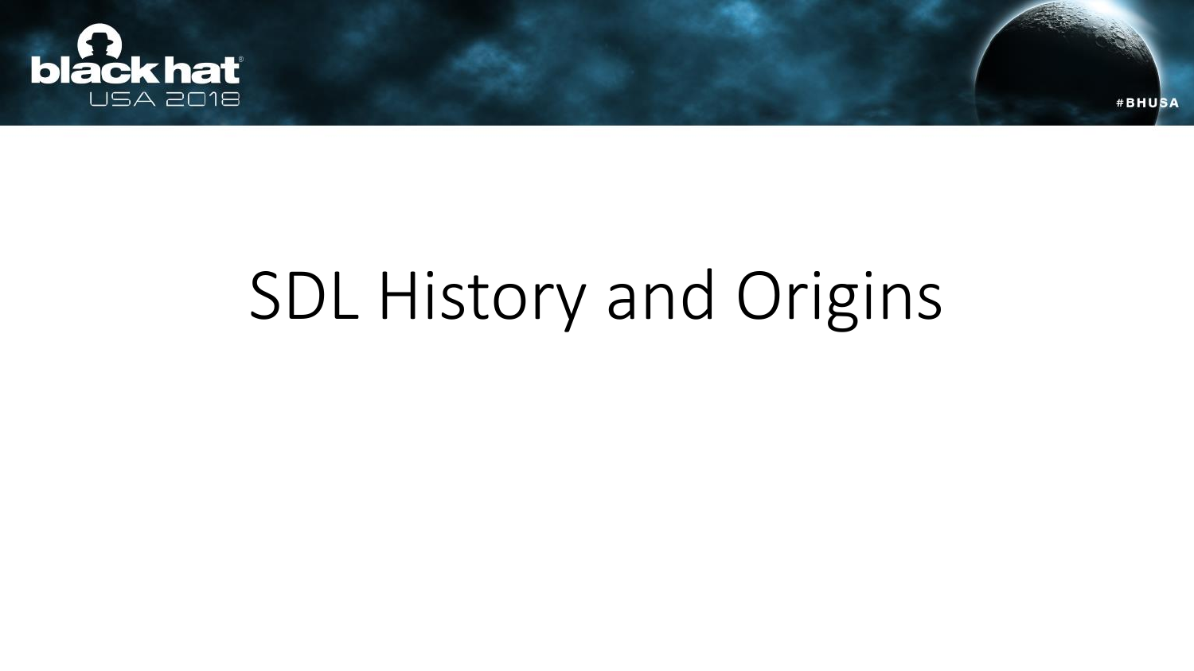# SDL History and Origins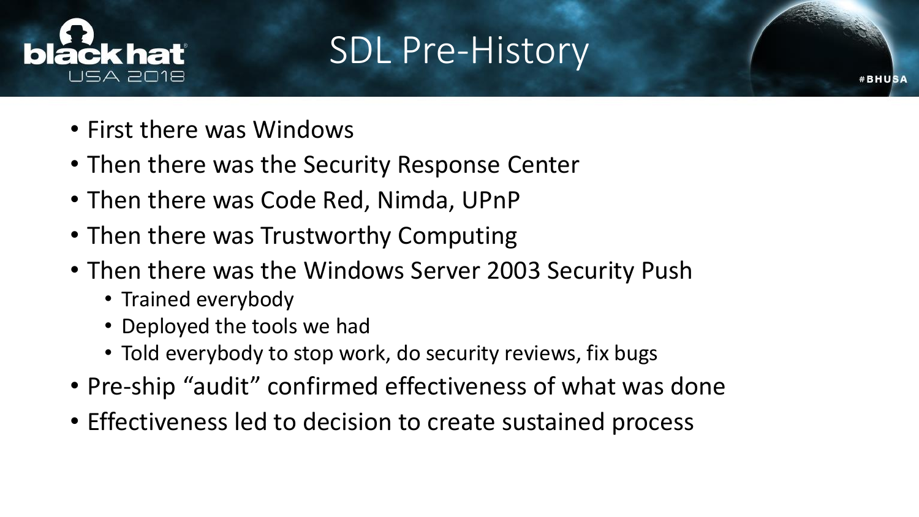# SDL Pre-History

- First there was Windows
- Then there was the Security Response Center
- Then there was Code Red, Nimda, UPnP
- Then there was Trustworthy Computing
- Then there was the Windows Server 2003 Security Push
  - Trained everybody
  - Deployed the tools we had
  - Told everybody to stop work, do security reviews, fix bugs
- Pre-ship “audit” confirmed effectiveness of what was done
- Effectiveness led to decision to create sustained process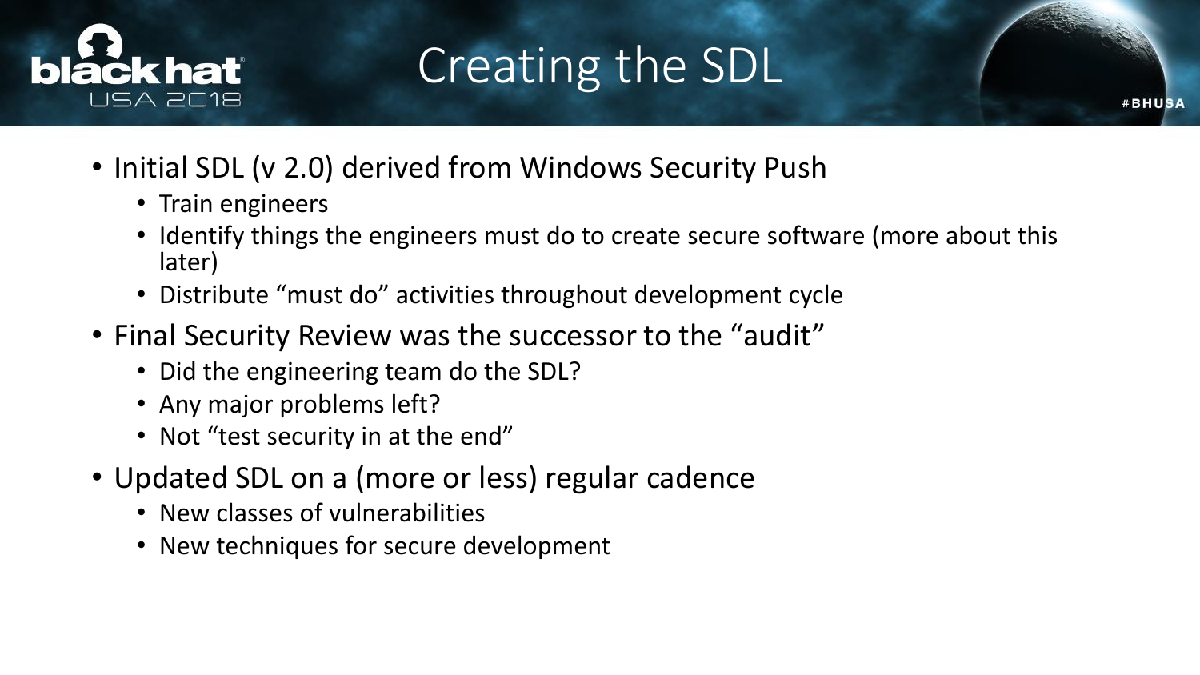# Creating the SDL

- Initial SDL (v 2.0) derived from Windows Security Push
  - Train engineers
  - Identify things the engineers must do to create secure software (more about this later)
  - Distribute "must do" activities throughout development cycle
- Final Security Review was the successor to the "audit"
  - Did the engineering team do the SDL?
  - Any major problems left?
  - Not "test security in at the end"
- Updated SDL on a (more or less) regular cadence
  - New classes of vulnerabilities
  - New techniques for secure development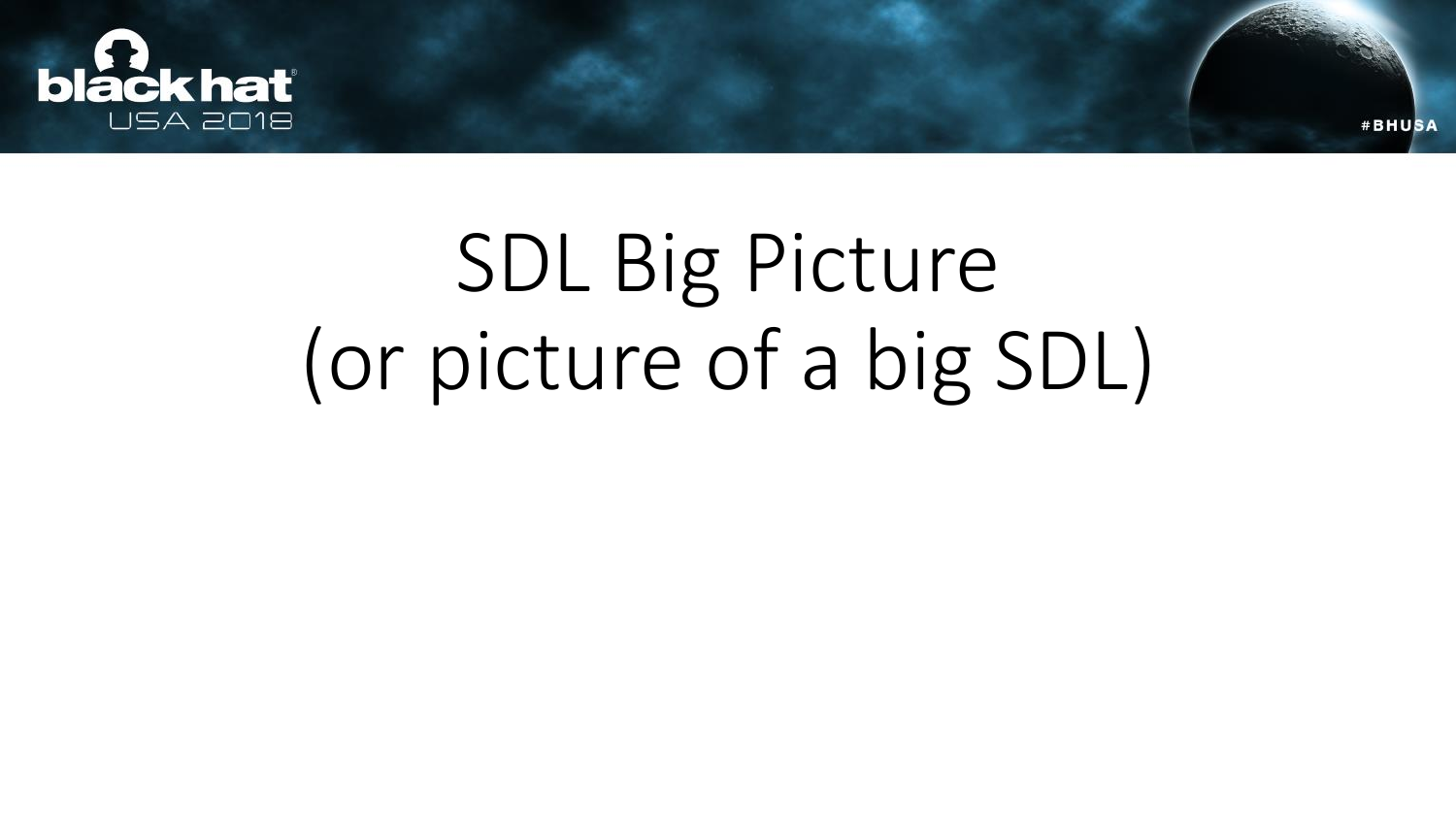# SDL Big Picture
# (or picture of a big SDL)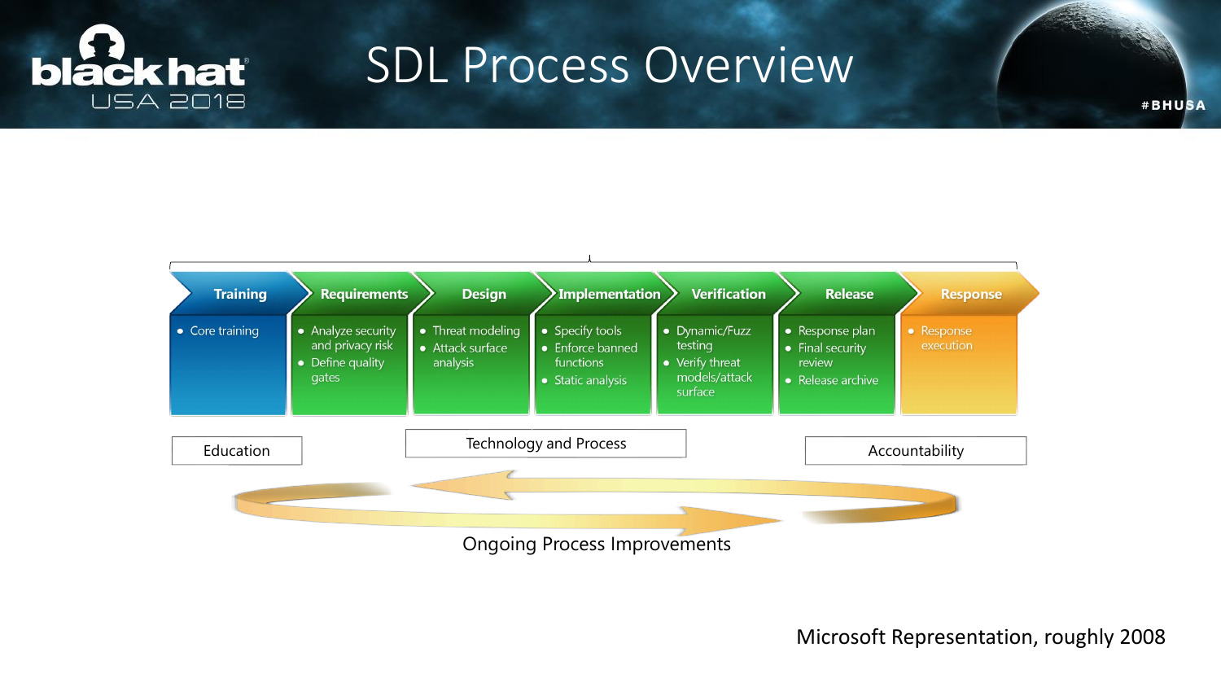# SDL Process Overview

| Training | Requirements | Design | Implementation | Verification | Release | Response |
| --- | --- | --- | --- | --- | --- | --- |
| • Core training | • Analyze security and privacy risk<br>• Define quality gates | • Threat modeling<br>• Attack surface analysis | • Specify tools<br>• Enforce banned functions<br>• Static analysis | • Dynamic/Fuzz testing<br>• Verify threat models/attack surface | • Response plan<br>• Final security review<br>• Release archive | • Response execution |

Education | Technology and Process | Accountability

Ongoing Process Improvements

Microsoft Representation, roughly 2008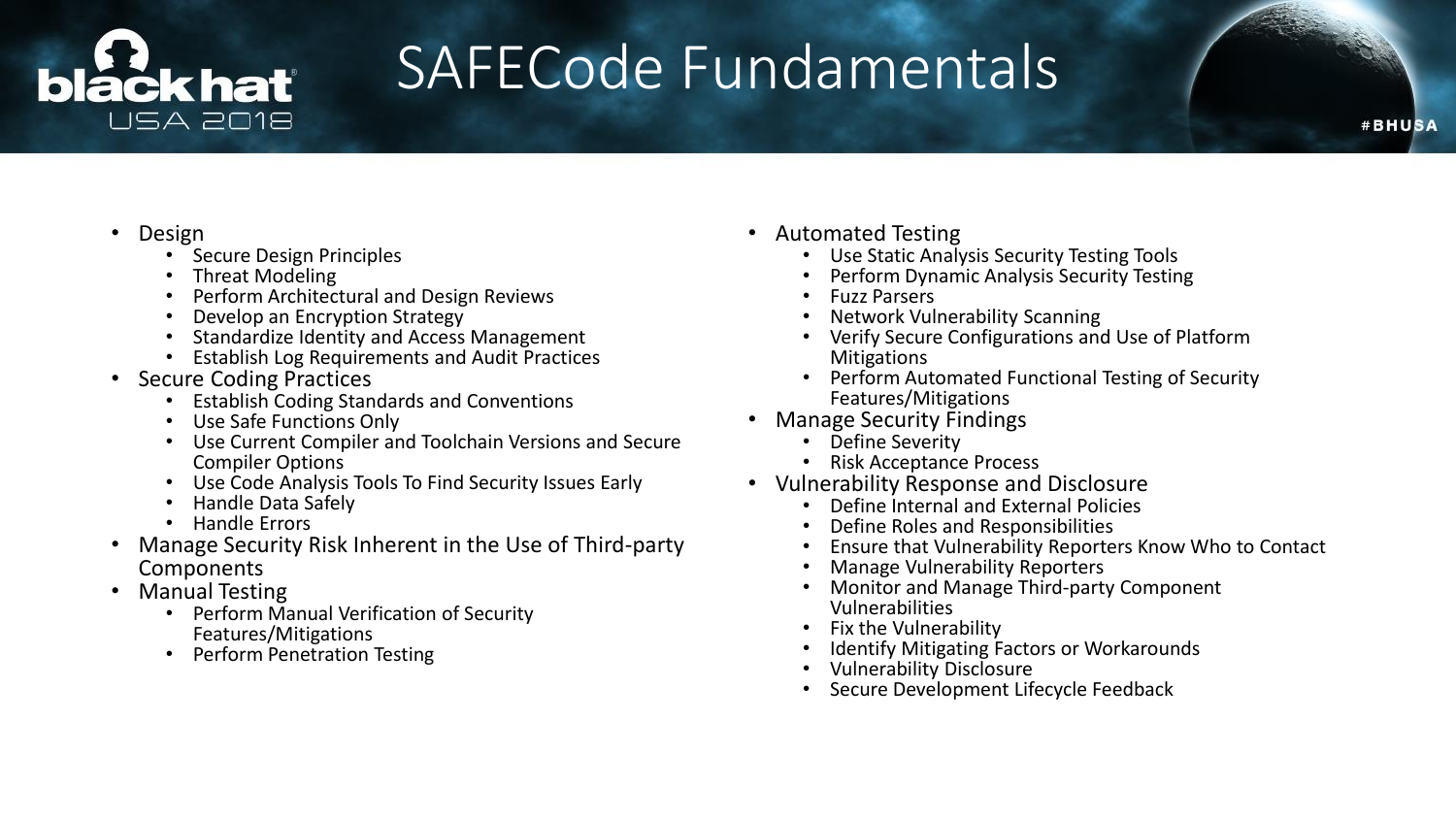# SAFECode Fundamentals

- Design
  - Secure Design Principles
  - Threat Modeling
  - Perform Architectural and Design Reviews
  - Develop an Encryption Strategy
  - Standardize Identity and Access Management
  - Establish Log Requirements and Audit Practices
- Secure Coding Practices
  - Establish Coding Standards and Conventions
  - Use Safe Functions Only
  - Use Current Compiler and Toolchain Versions and Secure Compiler Options
  - Use Code Analysis Tools To Find Security Issues Early
  - Handle Data Safely
  - Handle Errors
- Manage Security Risk Inherent in the Use of Third-party Components
- Manual Testing
  - Perform Manual Verification of Security Features/Mitigations
  - Perform Penetration Testing
- Automated Testing
  - Use Static Analysis Security Testing Tools
  - Perform Dynamic Analysis Security Testing
  - Fuzz Parsers
  - Network Vulnerability Scanning
  - Verify Secure Configurations and Use of Platform Mitigations
  - Perform Automated Functional Testing of Security Features/Mitigations
- Manage Security Findings
  - Define Severity
  - Risk Acceptance Process
- Vulnerability Response and Disclosure
  - Define Internal and External Policies
  - Define Roles and Responsibilities
  - Ensure that Vulnerability Reporters Know Who to Contact
  - Manage Vulnerability Reporters
  - Monitor and Manage Third-party Component Vulnerabilities
  - Fix the Vulnerability
  - Identify Mitigating Factors or Workarounds
  - Vulnerability Disclosure
  - Secure Development Lifecycle Feedback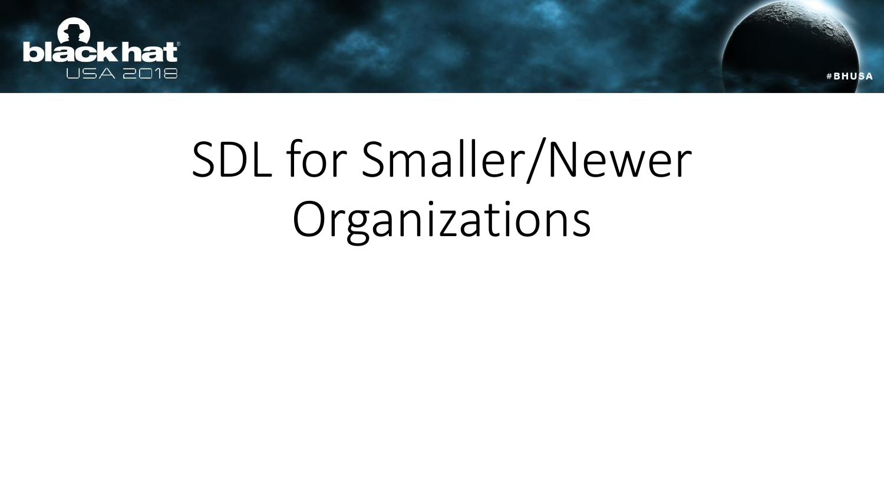# SDL for Smaller/Newer Organizations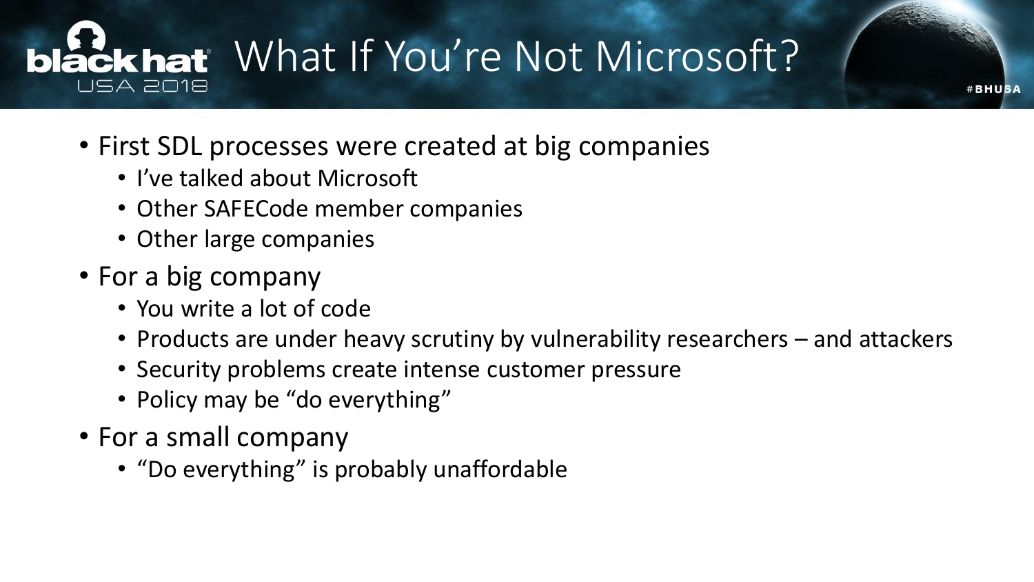# What If You're Not Microsoft?

- First SDL processes were created at big companies
  - I've talked about Microsoft
  - Other SAFECode member companies
  - Other large companies
- For a big company
  - You write a lot of code
  - Products are under heavy scrutiny by vulnerability researchers – and attackers
  - Security problems create intense customer pressure
  - Policy may be "do everything"
- For a small company
  - "Do everything" is probably unaffordable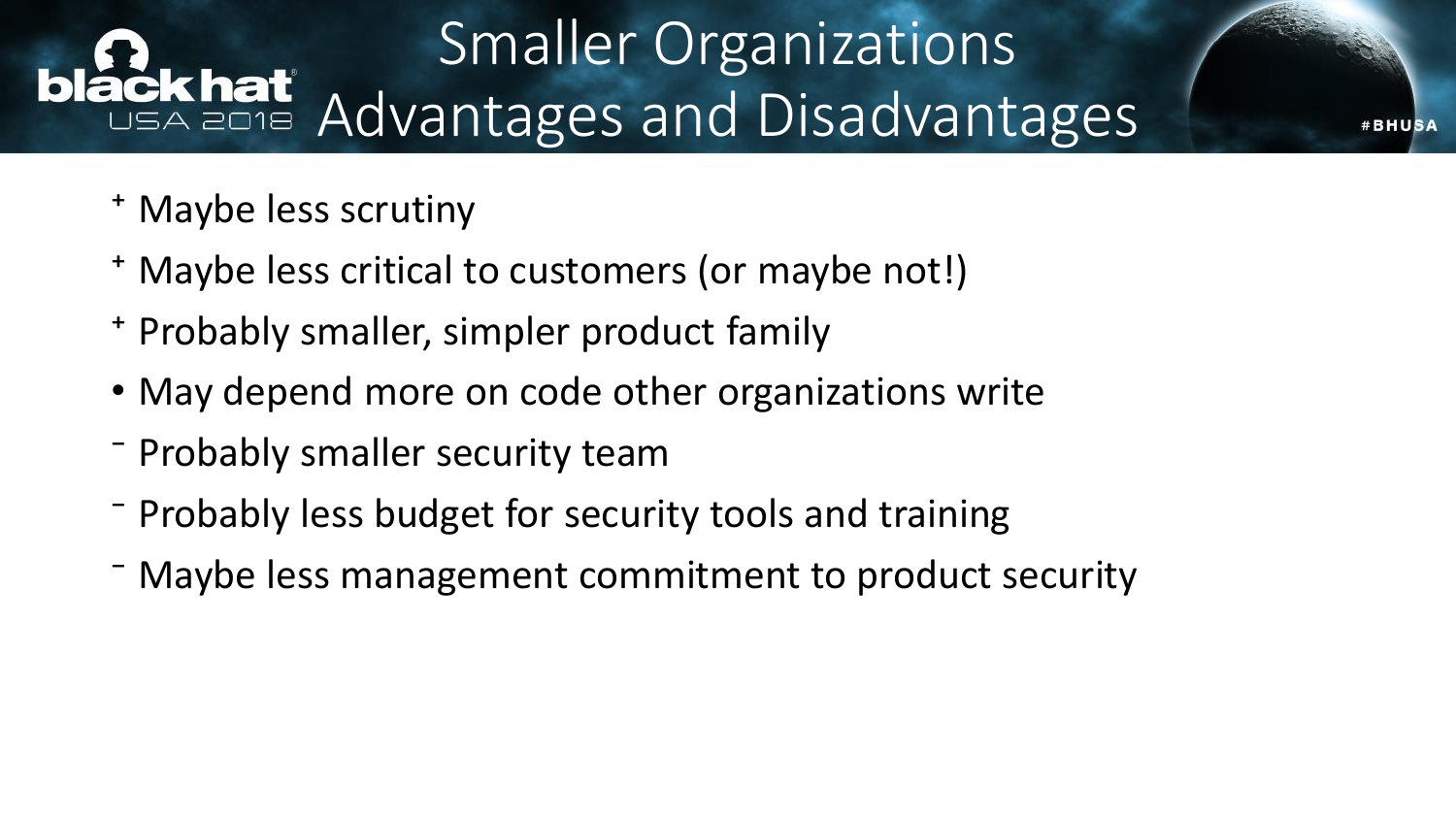# Smaller Organizations Advantages and Disadvantages

- + Maybe less scrutiny
- + Maybe less critical to customers (or maybe not!)
- + Probably smaller, simpler product family
- • May depend more on code other organizations write
- − Probably smaller security team
- − Probably less budget for security tools and training
- − Maybe less management commitment to product security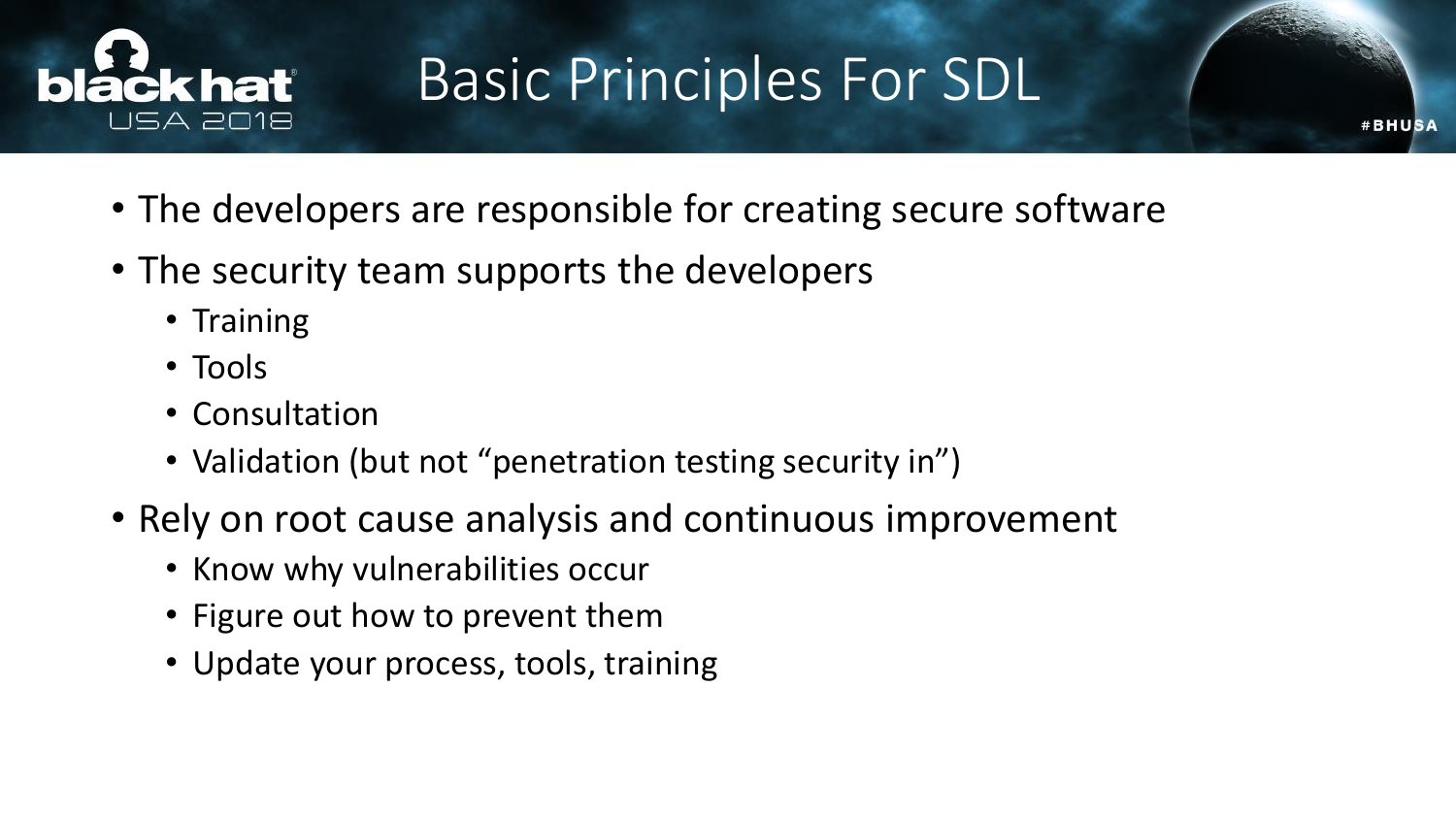# Basic Principles For SDL

- The developers are responsible for creating secure software
- The security team supports the developers
  - Training
  - Tools
  - Consultation
  - Validation (but not “penetration testing security in”)
- Rely on root cause analysis and continuous improvement
  - Know why vulnerabilities occur
  - Figure out how to prevent them
  - Update your process, tools, training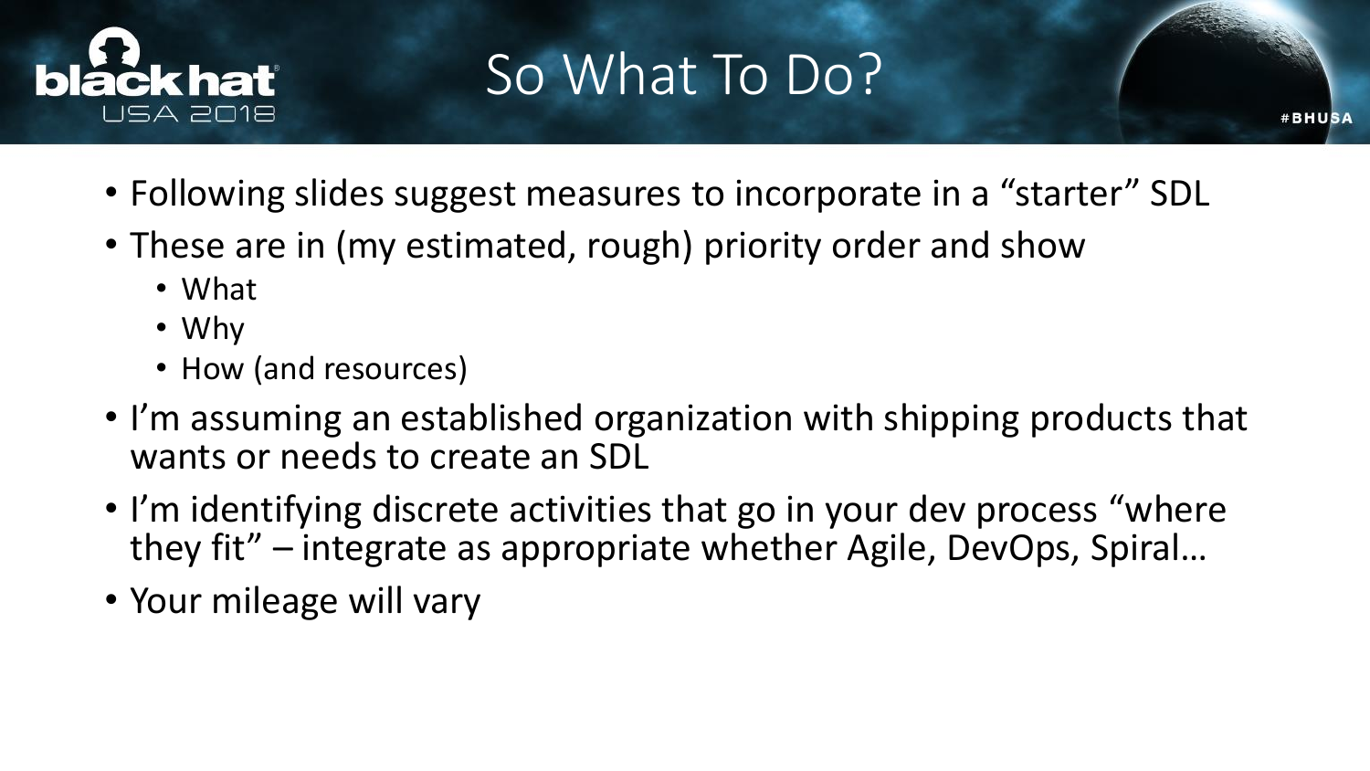# So What To Do?

- Following slides suggest measures to incorporate in a "starter" SDL
- These are in (my estimated, rough) priority order and show
  - What
  - Why
  - How (and resources)
- I'm assuming an established organization with shipping products that wants or needs to create an SDL
- I'm identifying discrete activities that go in your dev process "where they fit" – integrate as appropriate whether Agile, DevOps, Spiral…
- Your mileage will vary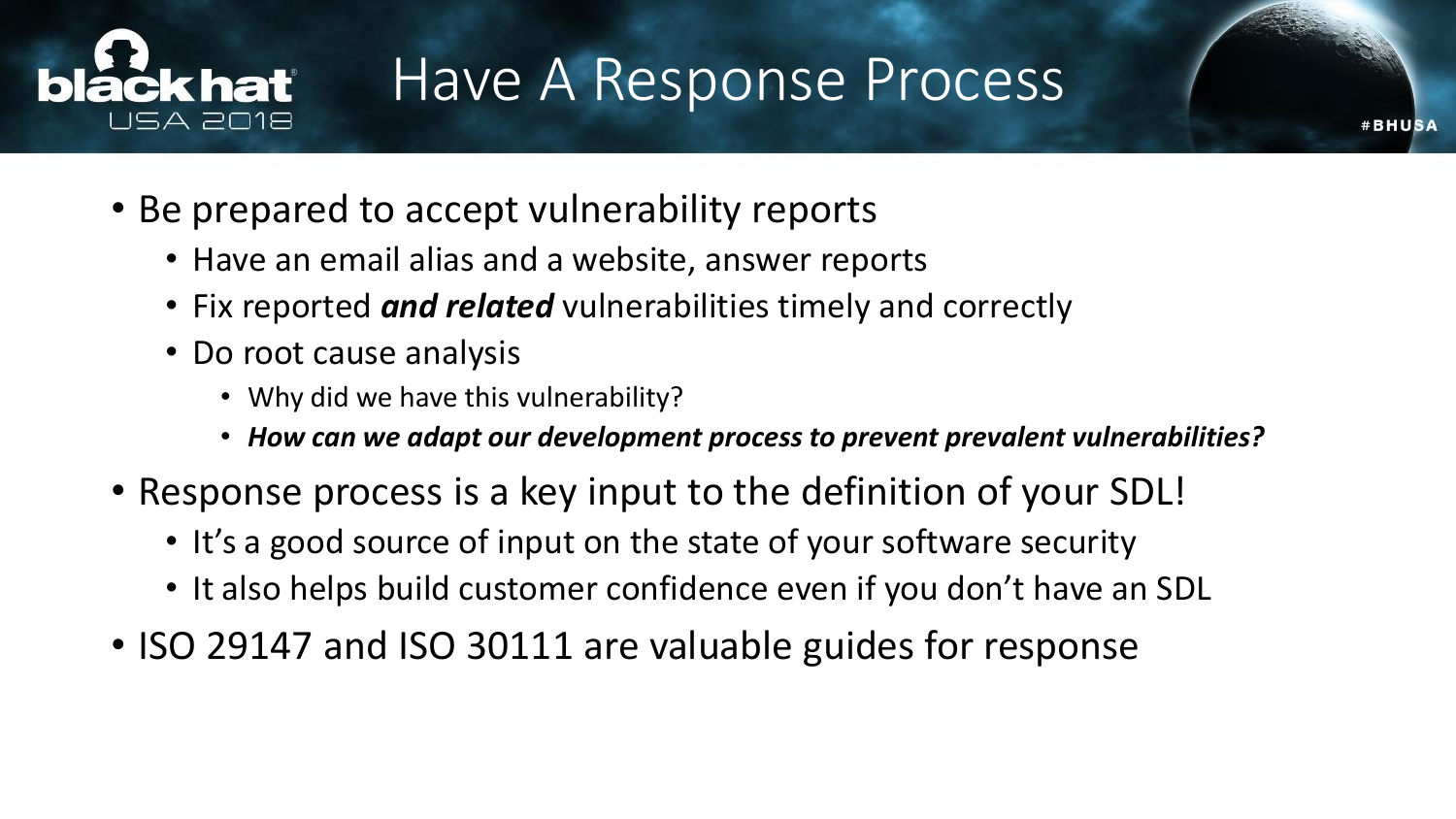# Have A Response Process

- Be prepared to accept vulnerability reports
  - Have an email alias and a website, answer reports
  - Fix reported ***and related*** vulnerabilities timely and correctly
  - Do root cause analysis
    - Why did we have this vulnerability?
    - ***How can we adapt our development process to prevent prevalent vulnerabilities?***
- Response process is a key input to the definition of your SDL!
  - It's a good source of input on the state of your software security
  - It also helps build customer confidence even if you don't have an SDL
- ISO 29147 and ISO 30111 are valuable guides for response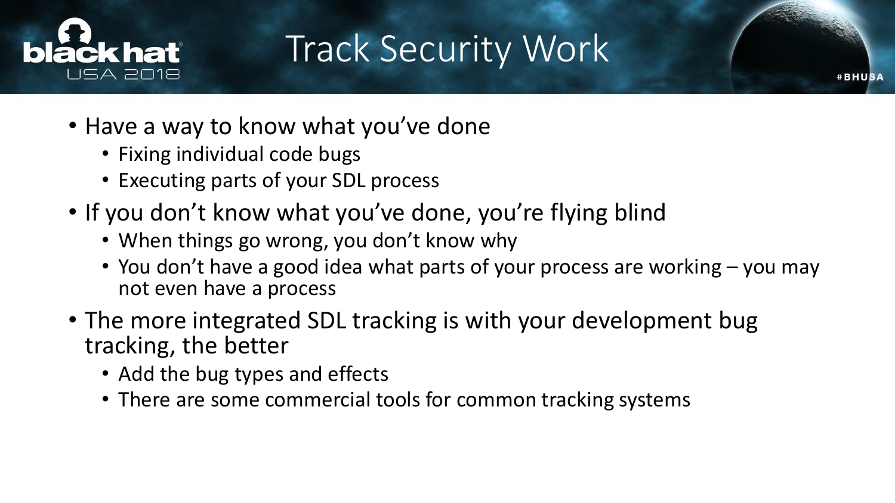# Track Security Work

- Have a way to know what you've done
  - Fixing individual code bugs
  - Executing parts of your SDL process
- If you don't know what you've done, you're flying blind
  - When things go wrong, you don't know why
  - You don't have a good idea what parts of your process are working – you may not even have a process
- The more integrated SDL tracking is with your development bug tracking, the better
  - Add the bug types and effects
  - There are some commercial tools for common tracking systems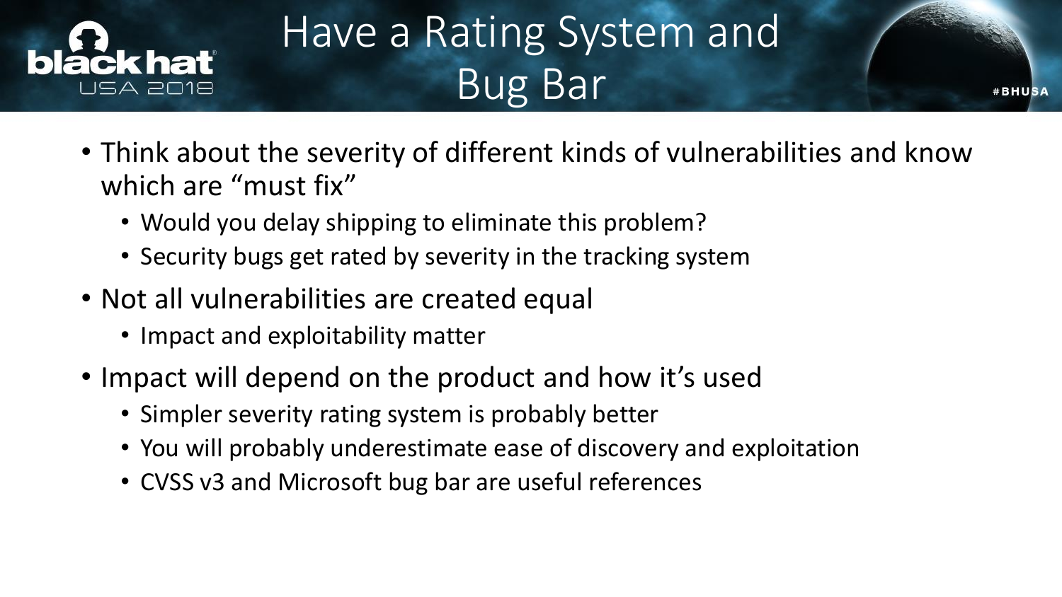# Have a Rating System and Bug Bar

- Think about the severity of different kinds of vulnerabilities and know which are "must fix"
  - Would you delay shipping to eliminate this problem?
  - Security bugs get rated by severity in the tracking system
- Not all vulnerabilities are created equal
  - Impact and exploitability matter
- Impact will depend on the product and how it's used
  - Simpler severity rating system is probably better
  - You will probably underestimate ease of discovery and exploitation
  - CVSS v3 and Microsoft bug bar are useful references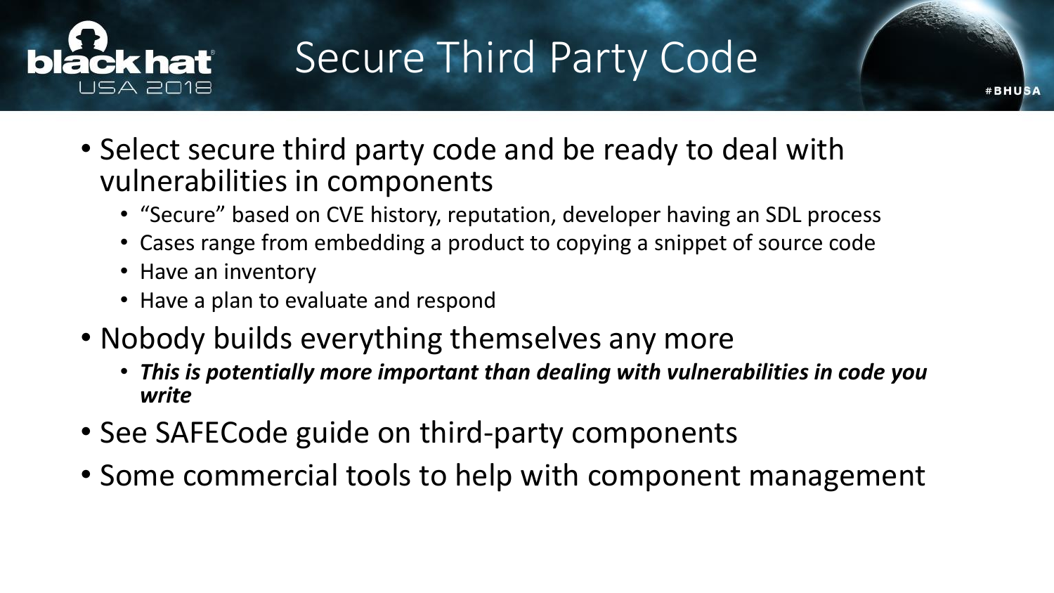# Secure Third Party Code

- Select secure third party code and be ready to deal with vulnerabilities in components
  - "Secure" based on CVE history, reputation, developer having an SDL process
  - Cases range from embedding a product to copying a snippet of source code
  - Have an inventory
  - Have a plan to evaluate and respond
- Nobody builds everything themselves any more
  - ***This is potentially more important than dealing with vulnerabilities in code you write***
- See SAFECode guide on third-party components
- Some commercial tools to help with component management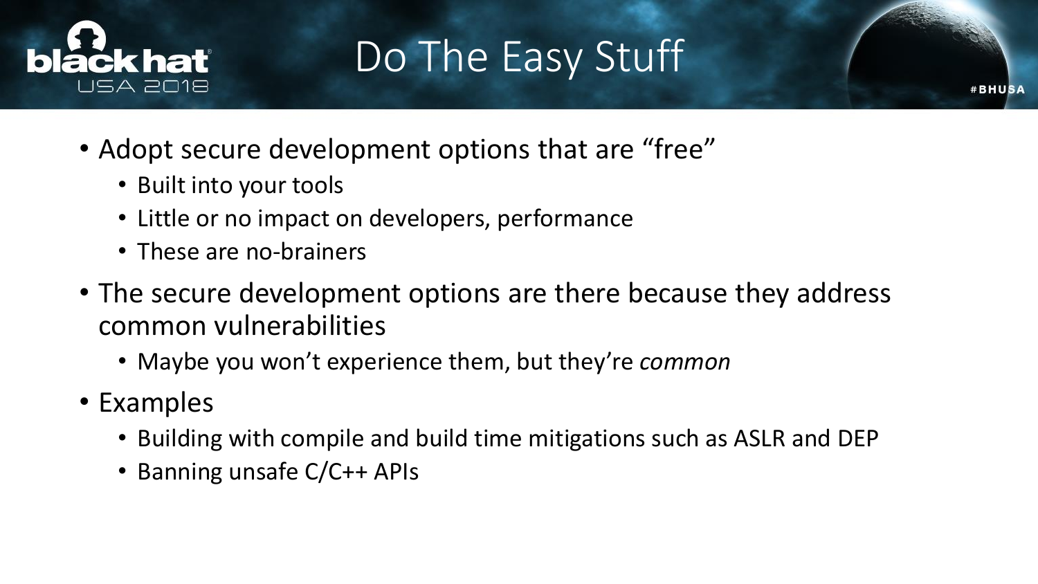# Do The Easy Stuff

- Adopt secure development options that are “free”
  - Built into your tools
  - Little or no impact on developers, performance
  - These are no-brainers
- The secure development options are there because they address common vulnerabilities
  - Maybe you won’t experience them, but they’re *common*
- Examples
  - Building with compile and build time mitigations such as ASLR and DEP
  - Banning unsafe C/C++ APIs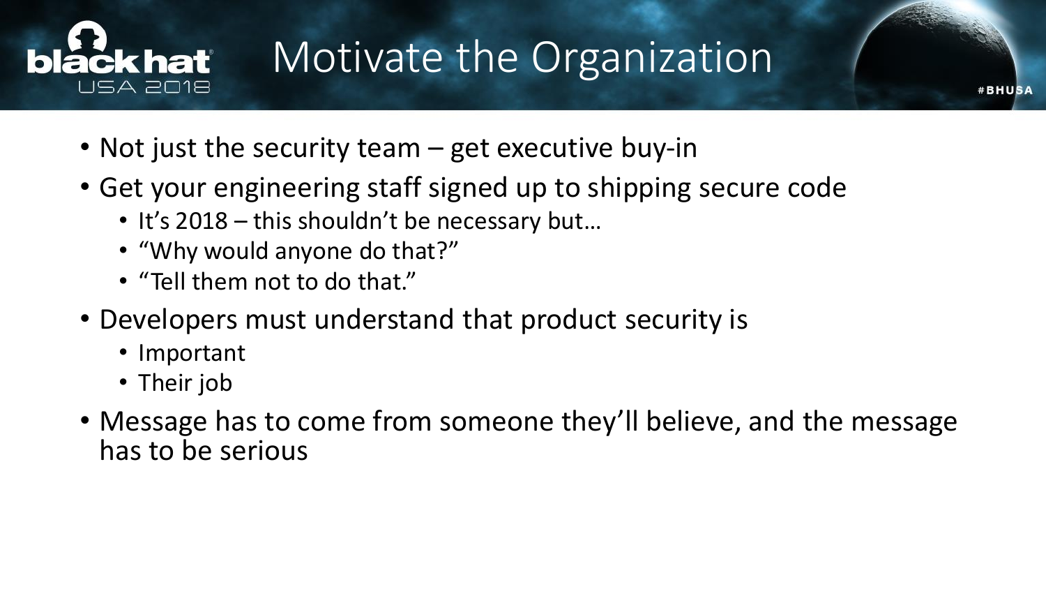# Motivate the Organization

- Not just the security team – get executive buy-in
- Get your engineering staff signed up to shipping secure code
  - It's 2018 – this shouldn't be necessary but…
  - "Why would anyone do that?"
  - "Tell them not to do that."
- Developers must understand that product security is
  - Important
  - Their job
- Message has to come from someone they'll believe, and the message has to be serious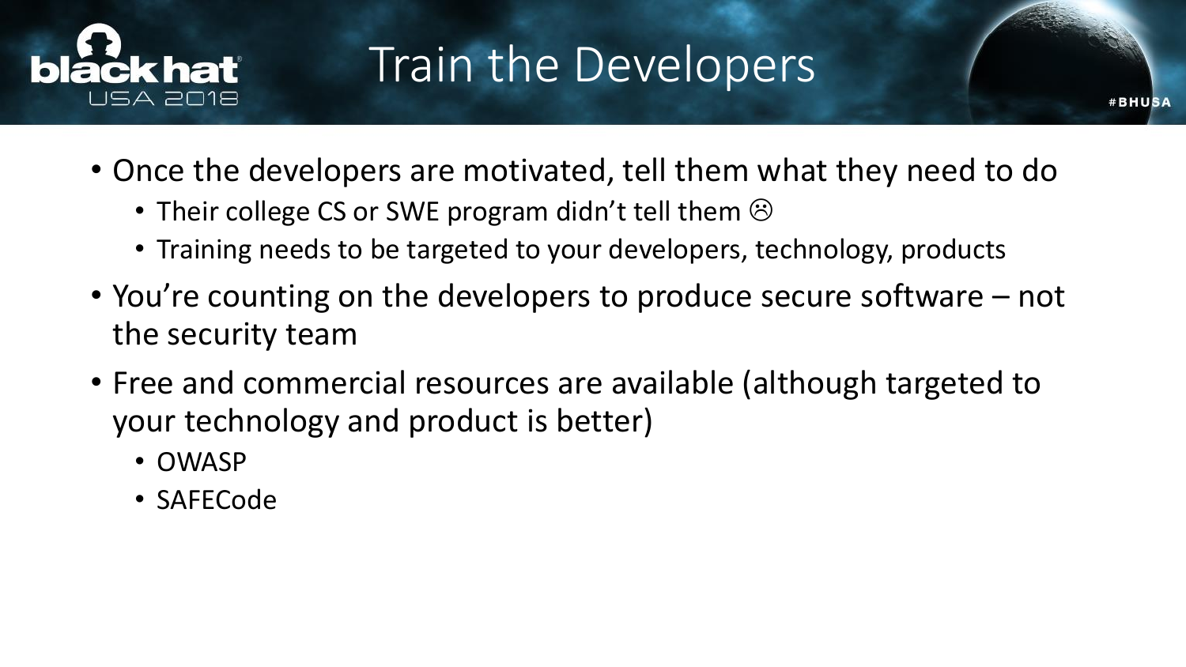# Train the Developers

- Once the developers are motivated, tell them what they need to do
  - Their college CS or SWE program didn't tell them ☹
  - Training needs to be targeted to your developers, technology, products
- You're counting on the developers to produce secure software – not the security team
- Free and commercial resources are available (although targeted to your technology and product is better)
  - OWASP
  - SAFECode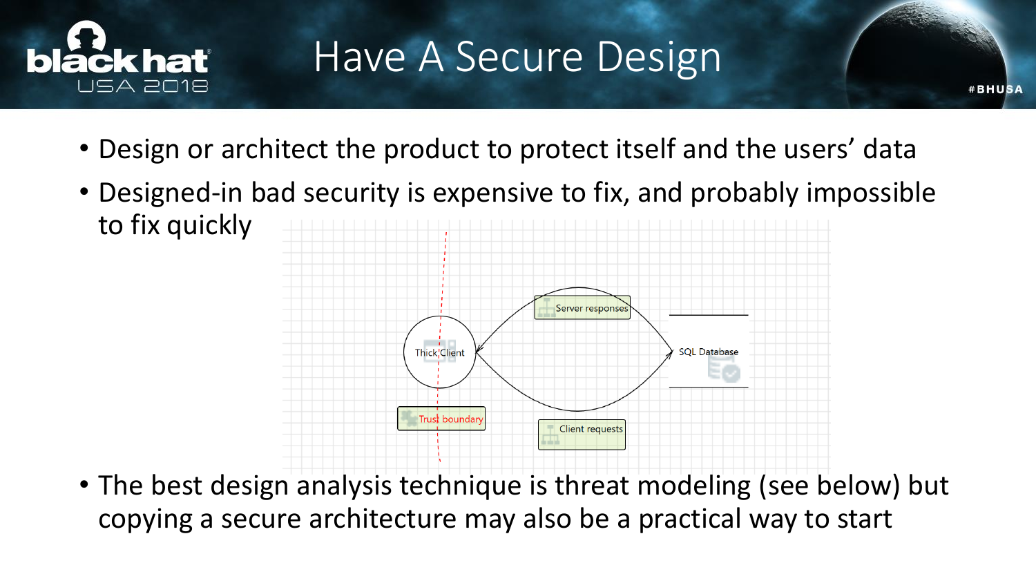# Have A Secure Design

- Design or architect the product to protect itself and the users' data
- Designed-in bad security is expensive to fix, and probably impossible to fix quickly
- The best design analysis technique is threat modeling (see below) but copying a secure architecture may also be a practical way to start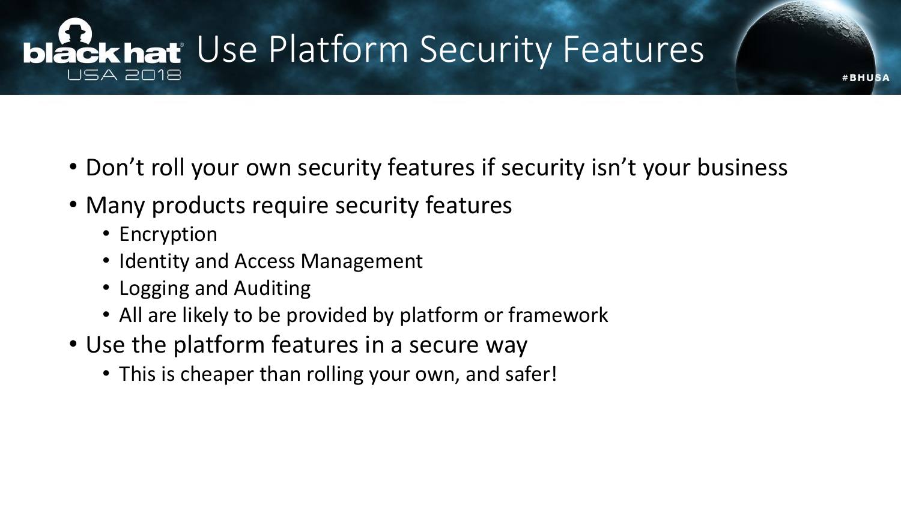# Use Platform Security Features

- Don't roll your own security features if security isn't your business
- Many products require security features
  - Encryption
  - Identity and Access Management
  - Logging and Auditing
  - All are likely to be provided by platform or framework
- Use the platform features in a secure way
  - This is cheaper than rolling your own, and safer!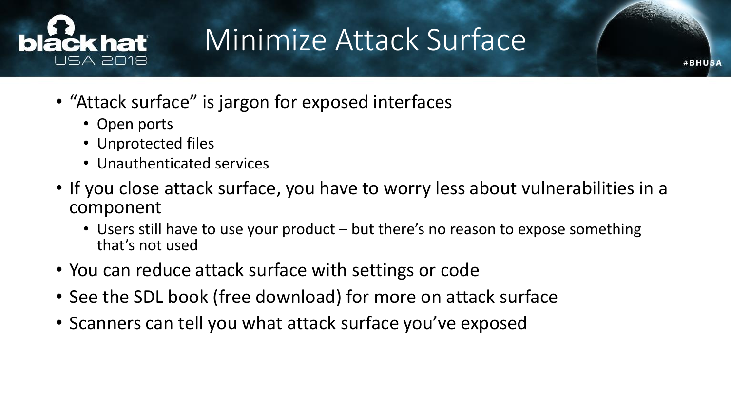# Minimize Attack Surface

- "Attack surface" is jargon for exposed interfaces
  - Open ports
  - Unprotected files
  - Unauthenticated services
- If you close attack surface, you have to worry less about vulnerabilities in a component
  - Users still have to use your product – but there's no reason to expose something that's not used
- You can reduce attack surface with settings or code
- See the SDL book (free download) for more on attack surface
- Scanners can tell you what attack surface you've exposed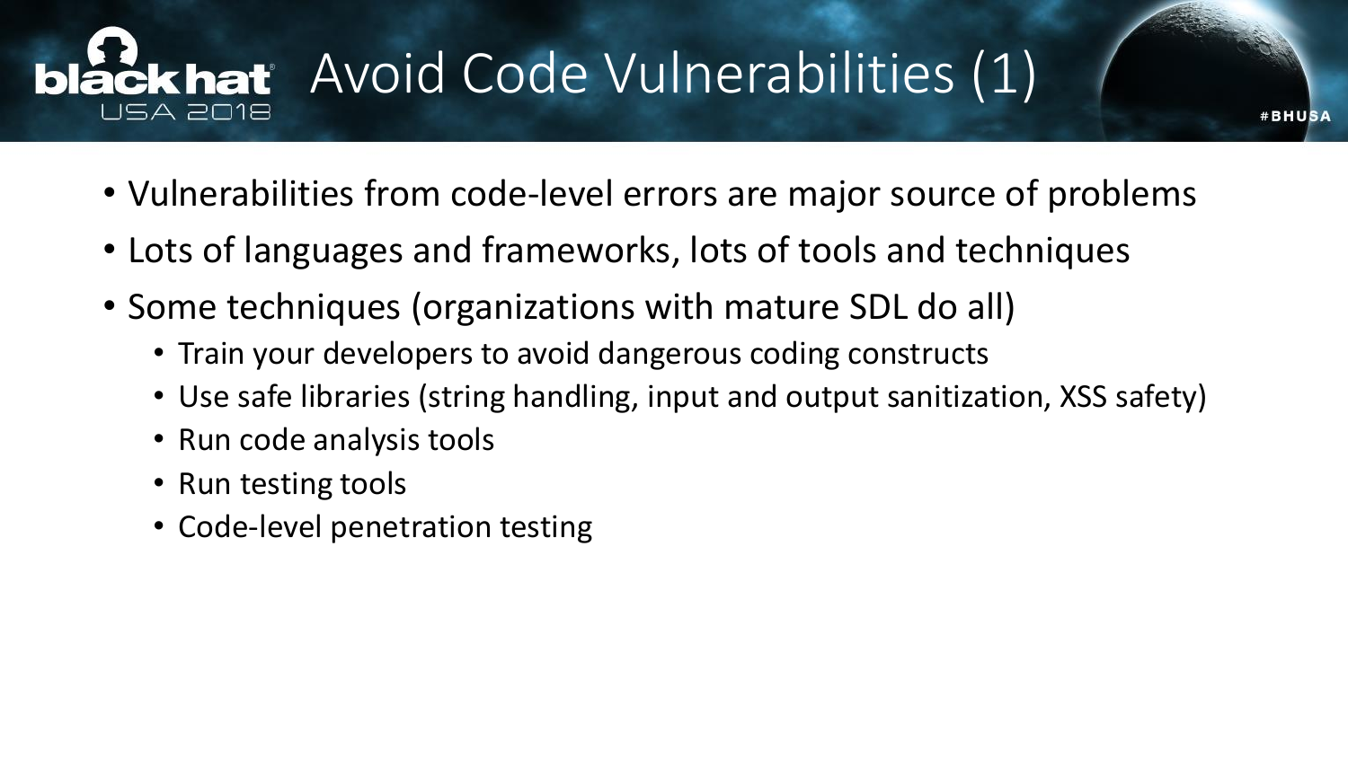# Avoid Code Vulnerabilities (1)

- Vulnerabilities from code-level errors are major source of problems
- Lots of languages and frameworks, lots of tools and techniques
- Some techniques (organizations with mature SDL do all)
  - Train your developers to avoid dangerous coding constructs
  - Use safe libraries (string handling, input and output sanitization, XSS safety)
  - Run code analysis tools
  - Run testing tools
  - Code-level penetration testing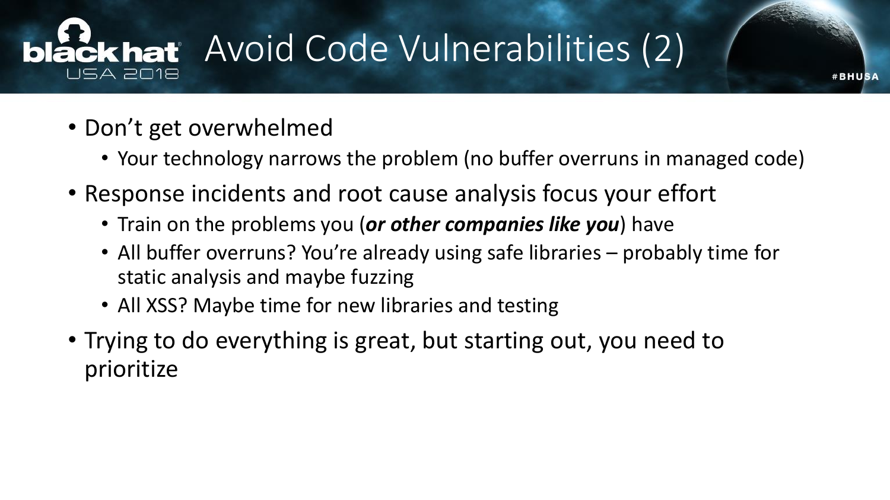# Avoid Code Vulnerabilities (2)

- Don't get overwhelmed
  - Your technology narrows the problem (no buffer overruns in managed code)
- Response incidents and root cause analysis focus your effort
  - Train on the problems you (***or other companies like you***) have
  - All buffer overruns? You're already using safe libraries – probably time for static analysis and maybe fuzzing
  - All XSS? Maybe time for new libraries and testing
- Trying to do everything is great, but starting out, you need to prioritize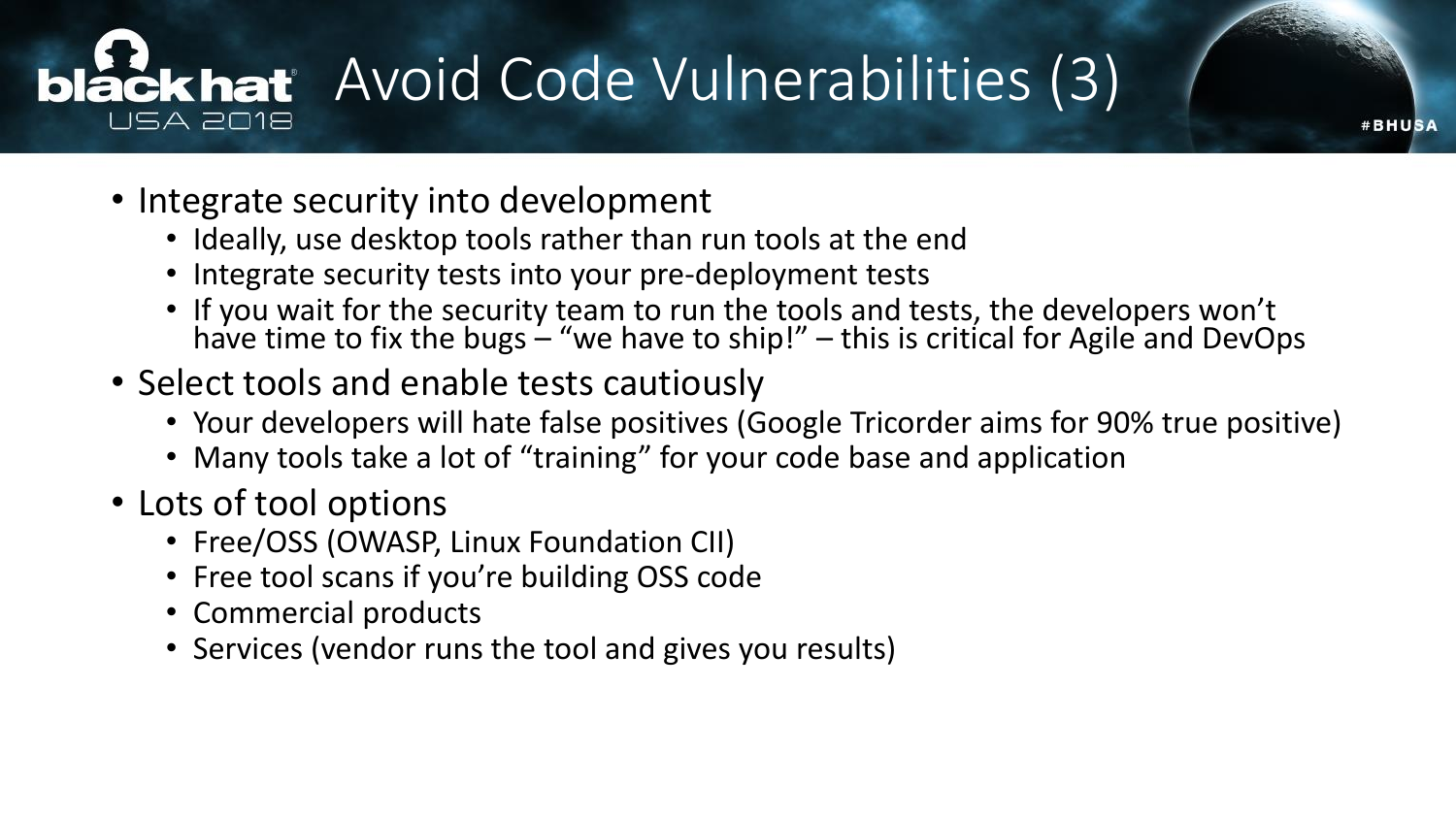# Avoid Code Vulnerabilities (3)

- Integrate security into development
  - Ideally, use desktop tools rather than run tools at the end
  - Integrate security tests into your pre-deployment tests
  - If you wait for the security team to run the tools and tests, the developers won't have time to fix the bugs – "we have to ship!" – this is critical for Agile and DevOps
- Select tools and enable tests cautiously
  - Your developers will hate false positives (Google Tricorder aims for 90% true positive)
  - Many tools take a lot of "training" for your code base and application
- Lots of tool options
  - Free/OSS (OWASP, Linux Foundation CII)
  - Free tool scans if you're building OSS code
  - Commercial products
  - Services (vendor runs the tool and gives you results)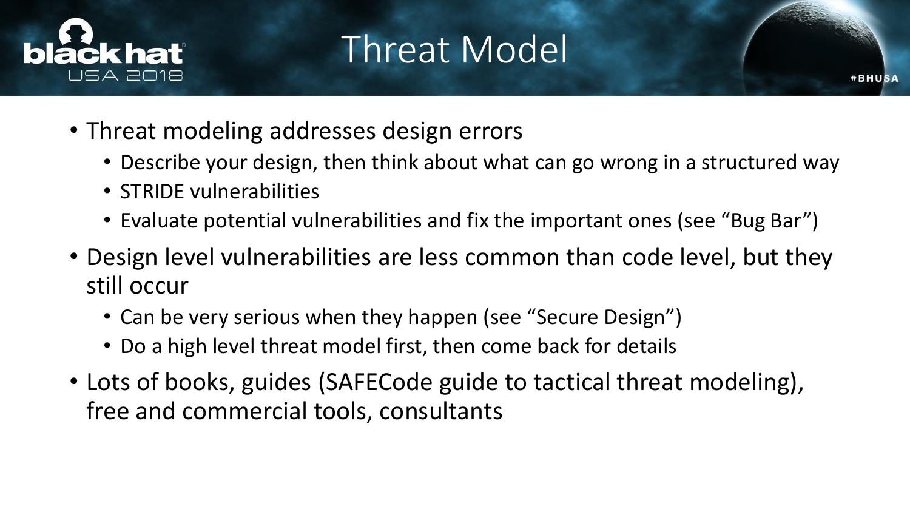# Threat Model

- Threat modeling addresses design errors
  - Describe your design, then think about what can go wrong in a structured way
  - STRIDE vulnerabilities
  - Evaluate potential vulnerabilities and fix the important ones (see “Bug Bar”)
- Design level vulnerabilities are less common than code level, but they still occur
  - Can be very serious when they happen (see “Secure Design”)
  - Do a high level threat model first, then come back for details
- Lots of books, guides (SAFECode guide to tactical threat modeling), free and commercial tools, consultants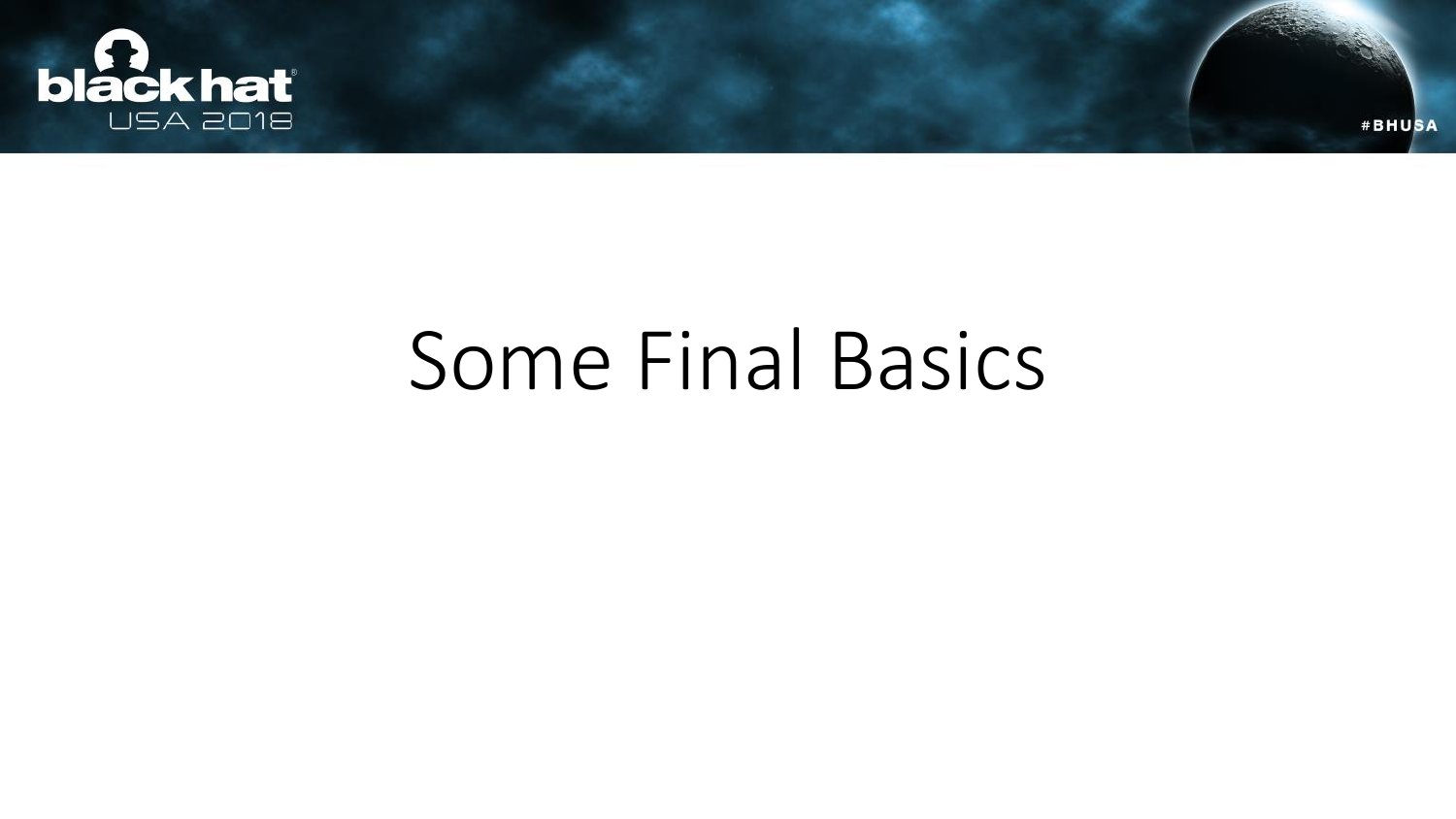# Some Final Basics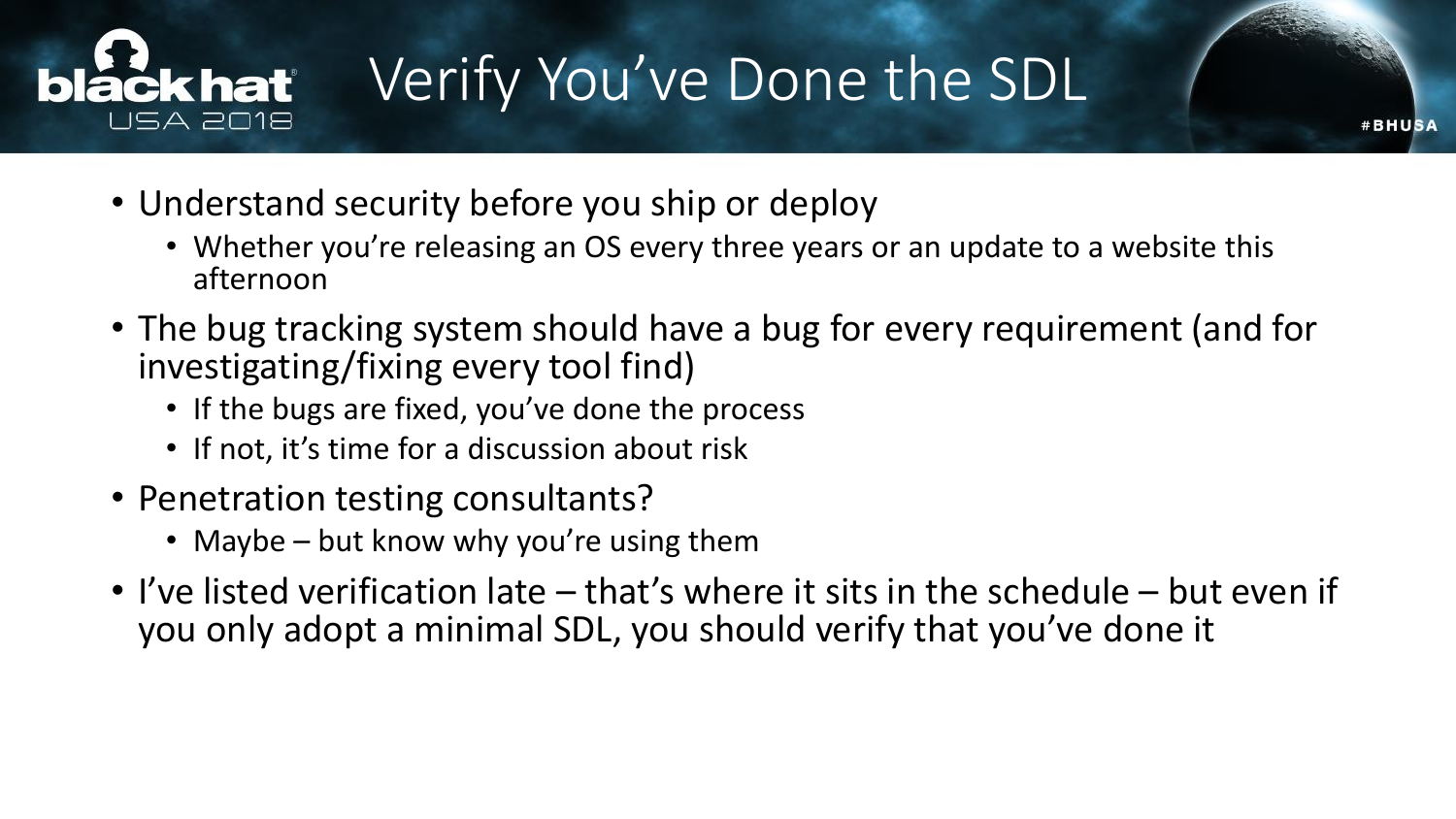# Verify You've Done the SDL

- Understand security before you ship or deploy
  - Whether you're releasing an OS every three years or an update to a website this afternoon
- The bug tracking system should have a bug for every requirement (and for investigating/fixing every tool find)
  - If the bugs are fixed, you've done the process
  - If not, it's time for a discussion about risk
- Penetration testing consultants?
  - Maybe – but know why you're using them
- I've listed verification late – that's where it sits in the schedule – but even if you only adopt a minimal SDL, you should verify that you've done it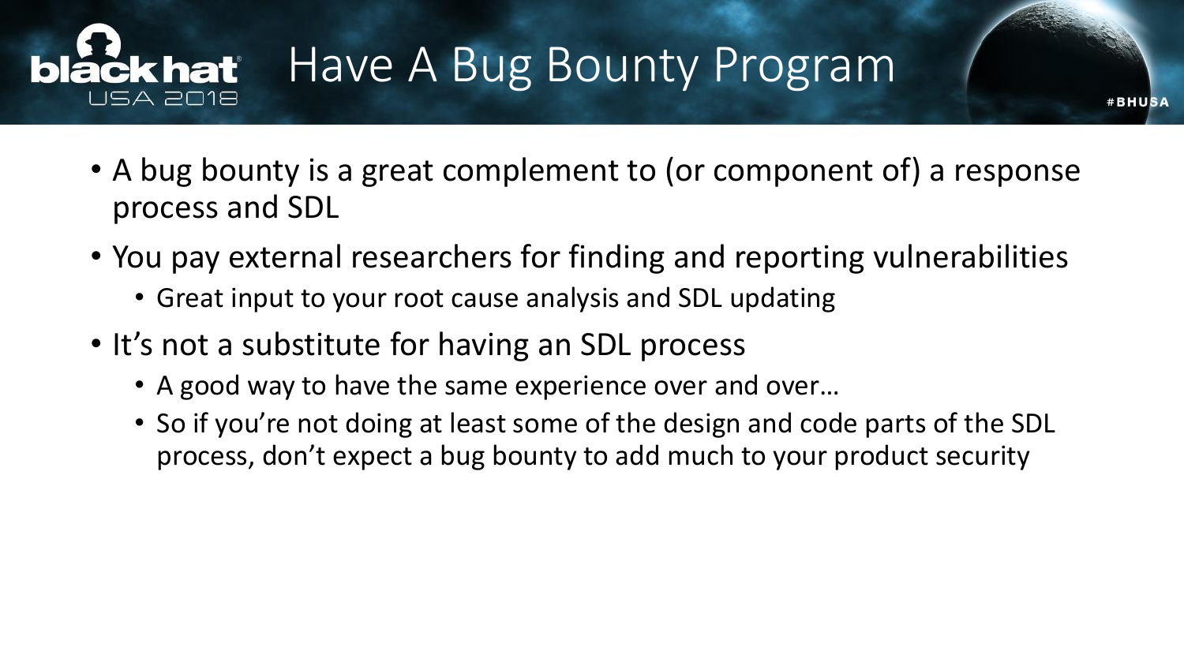# Have A Bug Bounty Program

- A bug bounty is a great complement to (or component of) a response process and SDL
- You pay external researchers for finding and reporting vulnerabilities
  - Great input to your root cause analysis and SDL updating
- It's not a substitute for having an SDL process
  - A good way to have the same experience over and over…
  - So if you're not doing at least some of the design and code parts of the SDL process, don't expect a bug bounty to add much to your product security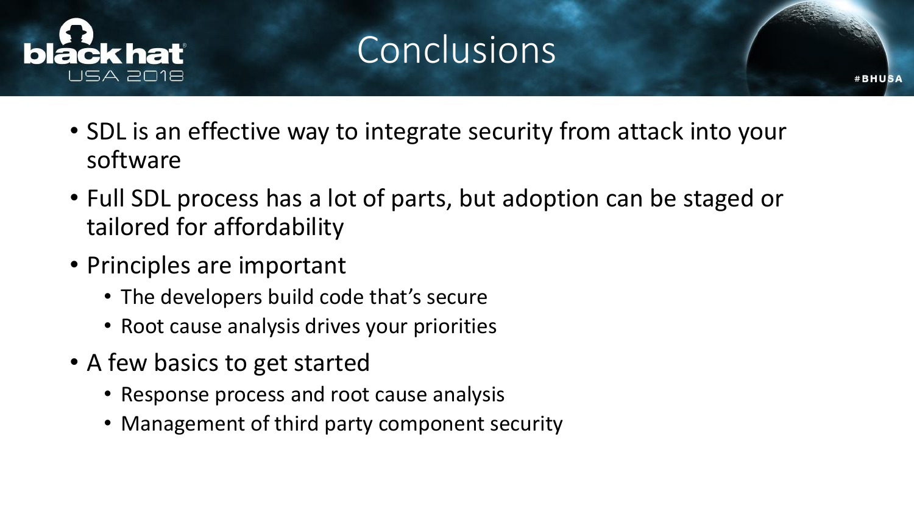# Conclusions

- SDL is an effective way to integrate security from attack into your software
- Full SDL process has a lot of parts, but adoption can be staged or tailored for affordability
- Principles are important
  - The developers build code that's secure
  - Root cause analysis drives your priorities
- A few basics to get started
  - Response process and root cause analysis
  - Management of third party component security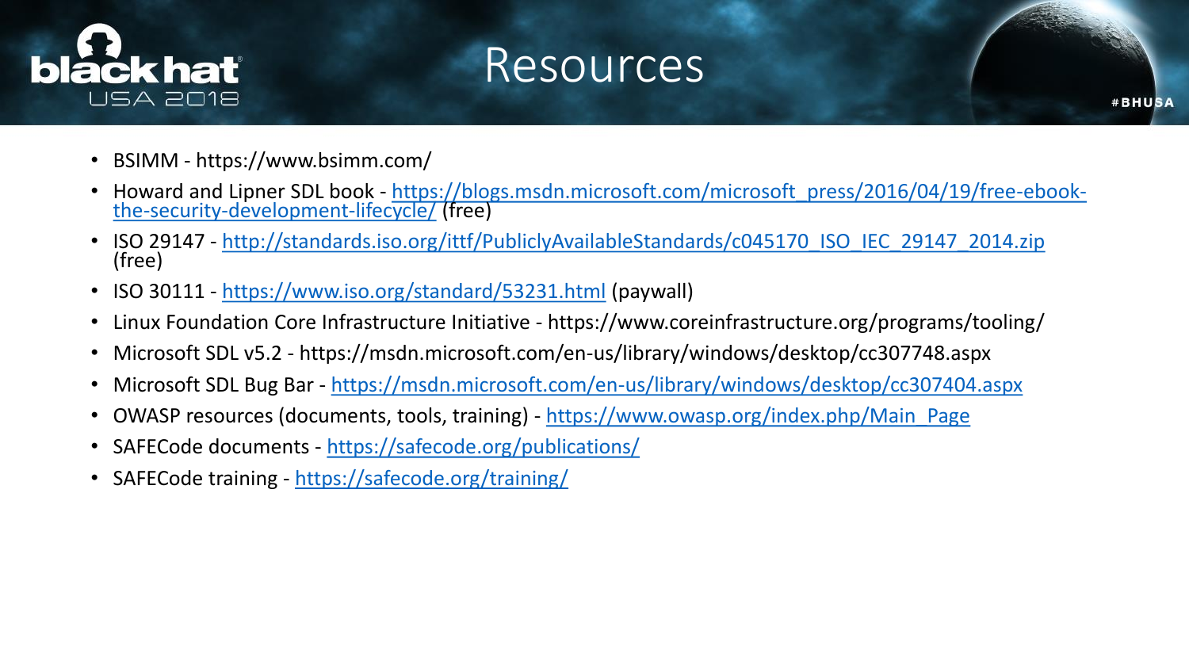# Resources

- BSIMM - https://www.bsimm.com/
- Howard and Lipner SDL book - https://blogs.msdn.microsoft.com/microsoft_press/2016/04/19/free-ebook-the-security-development-lifecycle/ (free)
- ISO 29147 - http://standards.iso.org/ittf/PubliclyAvailableStandards/c045170_ISO_IEC_29147_2014.zip (free)
- ISO 30111 - https://www.iso.org/standard/53231.html (paywall)
- Linux Foundation Core Infrastructure Initiative - https://www.coreinfrastructure.org/programs/tooling/
- Microsoft SDL v5.2 - https://msdn.microsoft.com/en-us/library/windows/desktop/cc307748.aspx
- Microsoft SDL Bug Bar - https://msdn.microsoft.com/en-us/library/windows/desktop/cc307404.aspx
- OWASP resources (documents, tools, training) - https://www.owasp.org/index.php/Main_Page
- SAFECode documents - https://safecode.org/publications/
- SAFECode training - https://safecode.org/training/